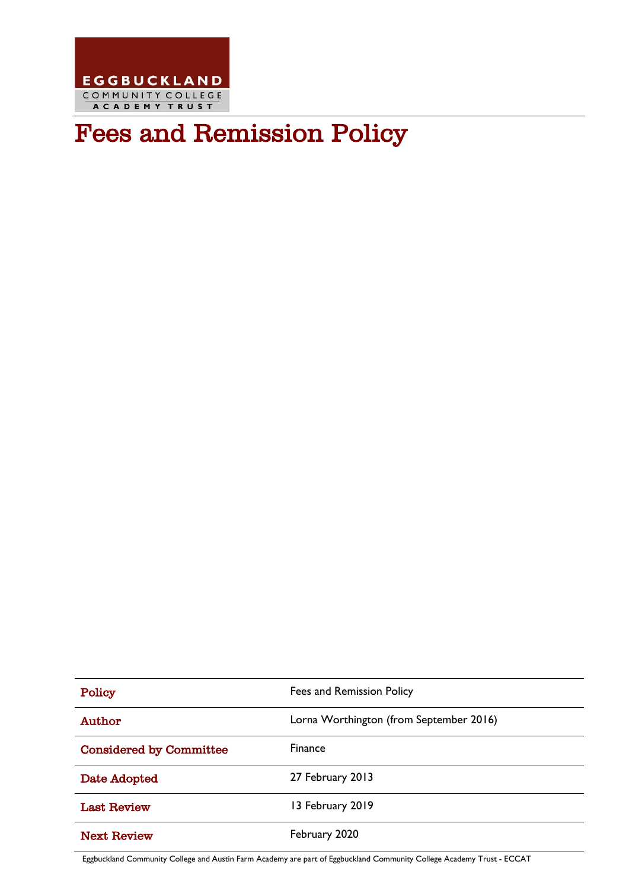EGGBUCKLAND
COMMUNITY COLLEGE
ACADEMY TRUST

# Fees and Remission Policy

| | |
|---|---|
| **Policy** | Fees and Remission Policy |
| **Author** | Lorna Worthington (from September 2016) |
| **Considered by Committee** | Finance |
| **Date Adopted** | 27 February 2013 |
| **Last Review** | 13 February 2019 |
| **Next Review** | February 2020 |

Eggbuckland Community College and Austin Farm Academy are part of Eggbuckland Community College Academy Trust - ECCAT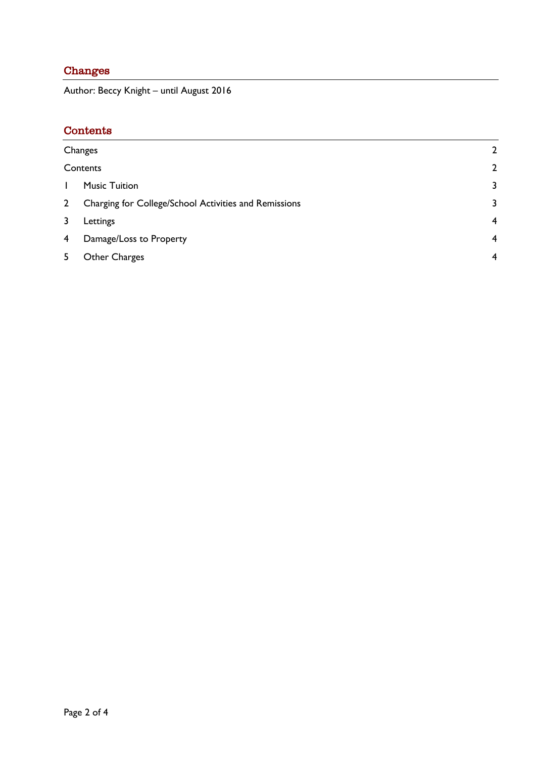## Changes

Author: Beccy Knight – until August 2016

## Contents

| | | |
|---|---|---|
| Changes | | 2 |
| Contents | | 2 |
| 1 | Music Tuition | 3 |
| 2 | Charging for College/School Activities and Remissions | 3 |
| 3 | Lettings | 4 |
| 4 | Damage/Loss to Property | 4 |
| 5 | Other Charges | 4 |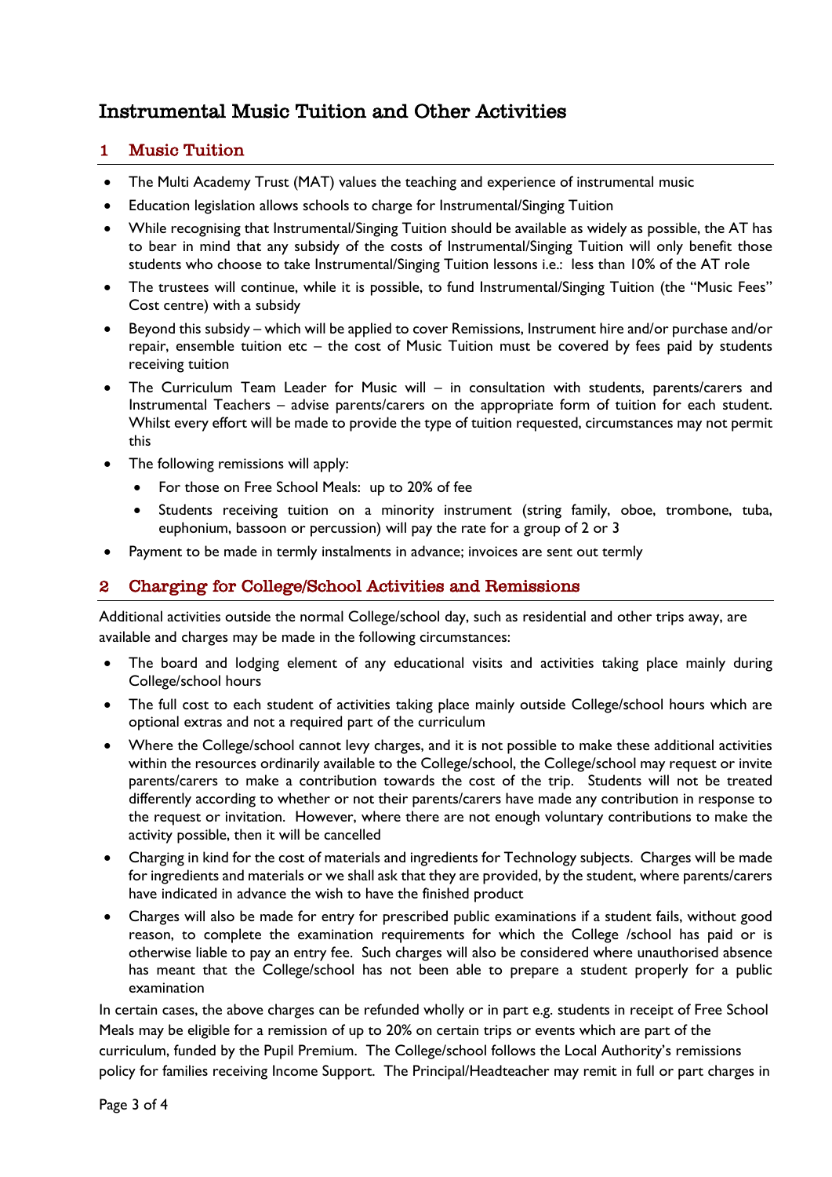# Instrumental Music Tuition and Other Activities

## 1 Music Tuition

- The Multi Academy Trust (MAT) values the teaching and experience of instrumental music
- Education legislation allows schools to charge for Instrumental/Singing Tuition
- While recognising that Instrumental/Singing Tuition should be available as widely as possible, the AT has to bear in mind that any subsidy of the costs of Instrumental/Singing Tuition will only benefit those students who choose to take Instrumental/Singing Tuition lessons i.e.: less than 10% of the AT role
- The trustees will continue, while it is possible, to fund Instrumental/Singing Tuition (the "Music Fees" Cost centre) with a subsidy
- Beyond this subsidy – which will be applied to cover Remissions, Instrument hire and/or purchase and/or repair, ensemble tuition etc – the cost of Music Tuition must be covered by fees paid by students receiving tuition
- The Curriculum Team Leader for Music will – in consultation with students, parents/carers and Instrumental Teachers – advise parents/carers on the appropriate form of tuition for each student. Whilst every effort will be made to provide the type of tuition requested, circumstances may not permit this
- The following remissions will apply:
  - For those on Free School Meals: up to 20% of fee
  - Students receiving tuition on a minority instrument (string family, oboe, trombone, tuba, euphonium, bassoon or percussion) will pay the rate for a group of 2 or 3
- Payment to be made in termly instalments in advance; invoices are sent out termly

## 2 Charging for College/School Activities and Remissions

Additional activities outside the normal College/school day, such as residential and other trips away, are available and charges may be made in the following circumstances:

- The board and lodging element of any educational visits and activities taking place mainly during College/school hours
- The full cost to each student of activities taking place mainly outside College/school hours which are optional extras and not a required part of the curriculum
- Where the College/school cannot levy charges, and it is not possible to make these additional activities within the resources ordinarily available to the College/school, the College/school may request or invite parents/carers to make a contribution towards the cost of the trip. Students will not be treated differently according to whether or not their parents/carers have made any contribution in response to the request or invitation. However, where there are not enough voluntary contributions to make the activity possible, then it will be cancelled
- Charging in kind for the cost of materials and ingredients for Technology subjects. Charges will be made for ingredients and materials or we shall ask that they are provided, by the student, where parents/carers have indicated in advance the wish to have the finished product
- Charges will also be made for entry for prescribed public examinations if a student fails, without good reason, to complete the examination requirements for which the College /school has paid or is otherwise liable to pay an entry fee. Such charges will also be considered where unauthorised absence has meant that the College/school has not been able to prepare a student properly for a public examination

In certain cases, the above charges can be refunded wholly or in part e.g. students in receipt of Free School Meals may be eligible for a remission of up to 20% on certain trips or events which are part of the curriculum, funded by the Pupil Premium. The College/school follows the Local Authority's remissions policy for families receiving Income Support. The Principal/Headteacher may remit in full or part charges in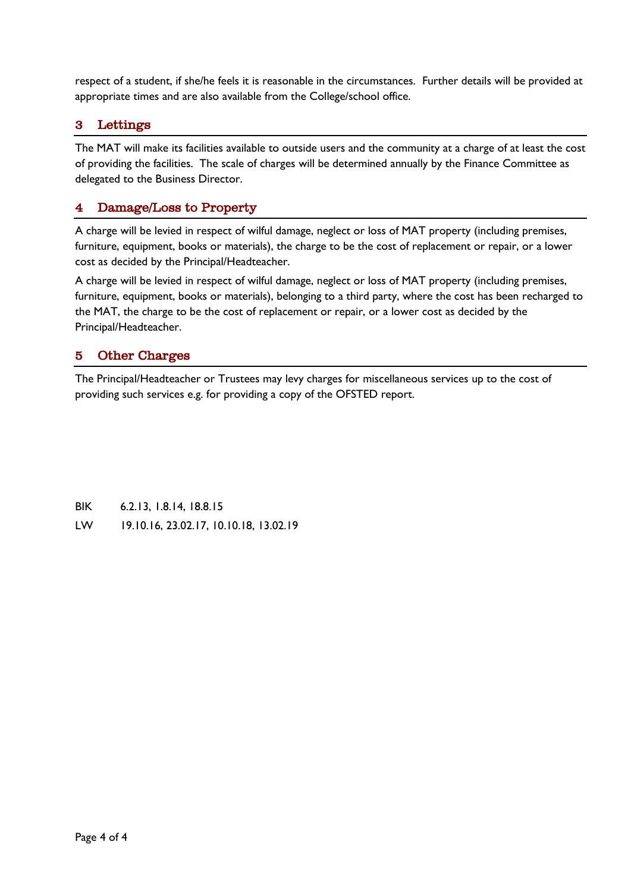respect of a student, if she/he feels it is reasonable in the circumstances. Further details will be provided at appropriate times and are also available from the College/school office.

## 3 Lettings

The MAT will make its facilities available to outside users and the community at a charge of at least the cost of providing the facilities. The scale of charges will be determined annually by the Finance Committee as delegated to the Business Director.

## 4 Damage/Loss to Property

A charge will be levied in respect of wilful damage, neglect or loss of MAT property (including premises, furniture, equipment, books or materials), the charge to be the cost of replacement or repair, or a lower cost as decided by the Principal/Headteacher.

A charge will be levied in respect of wilful damage, neglect or loss of MAT property (including premises, furniture, equipment, books or materials), belonging to a third party, where the cost has been recharged to the MAT, the charge to be the cost of replacement or repair, or a lower cost as decided by the Principal/Headteacher.

## 5 Other Charges

The Principal/Headteacher or Trustees may levy charges for miscellaneous services up to the cost of providing such services e.g. for providing a copy of the OFSTED report.

BIK 6.2.13, 1.8.14, 18.8.15

LW 19.10.16, 23.02.17, 10.10.18, 13.02.19